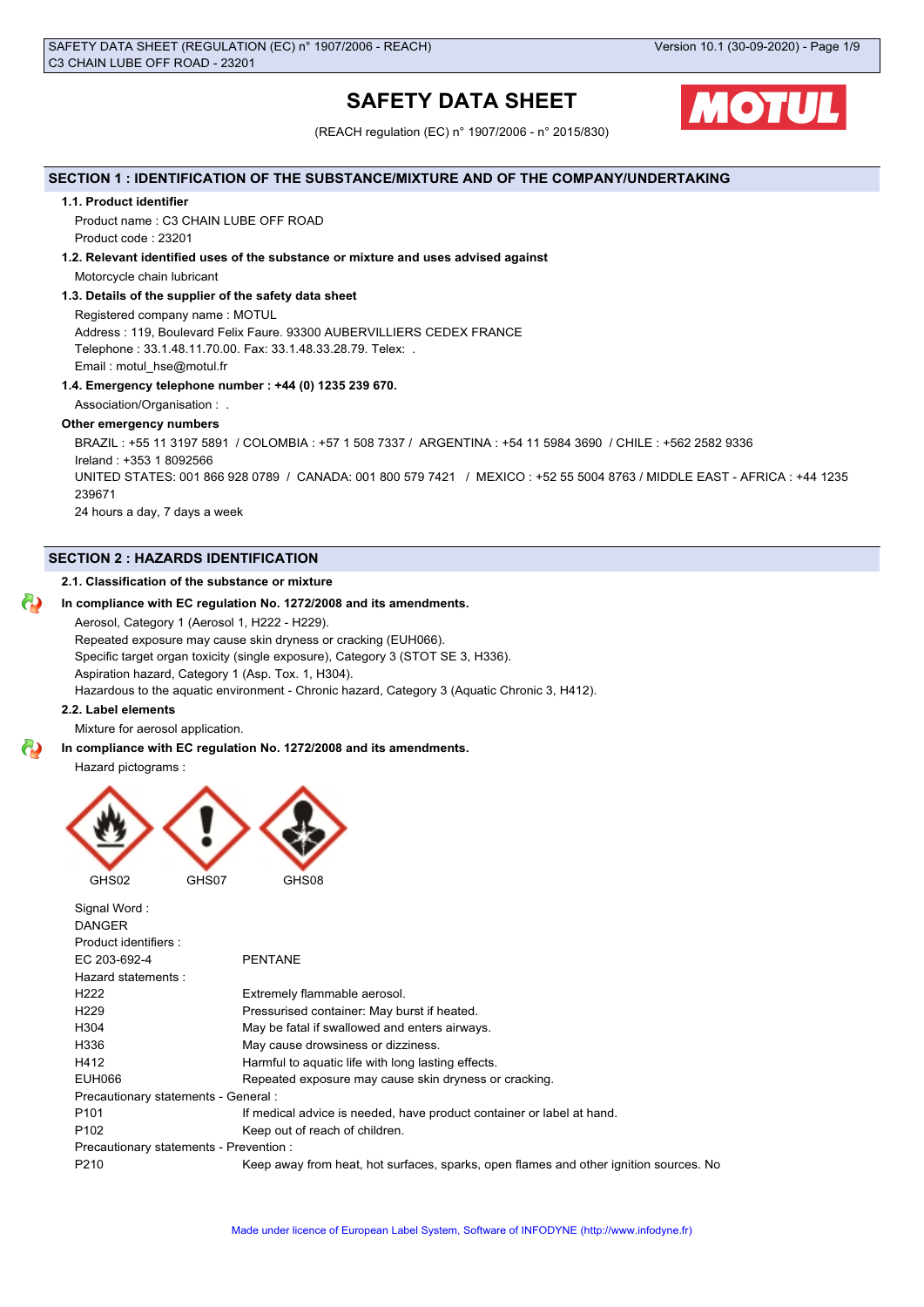# SAFETY DATA SHEET

(REACH regulation (EC) n° 1907/2006 - n° 2015/830)

## SECTION 1 : IDENTIFICATION OF THE SUBSTANCE/MIXTURE AND OF THE COMPANY/UNDERTAKING

### 1.1. Product identifier

Product name : C3 CHAIN LUBE OFF ROAD

Product code : 23201

### 1.2. Relevant identified uses of the substance or mixture and uses advised against

Motorcycle chain lubricant

### 1.3. Details of the supplier of the safety data sheet

Registered company name : MOTUL

Address : 119, Boulevard Felix Faure. 93300 AUBERVILLIERS CEDEX FRANCE

Telephone : 33.1.48.11.70.00. Fax: 33.1.48.33.28.79. Telex: .

Email : motul_hse@motul.fr

### 1.4. Emergency telephone number : +44 (0) 1235 239 670.

Association/Organisation : .

**Other emergency numbers**

BRAZIL : +55 11 3197 5891 / COLOMBIA : +57 1 508 7337 / ARGENTINA : +54 11 5984 3690 / CHILE : +562 2582 9336

Ireland : +353 1 8092566

UNITED STATES: 001 866 928 0789 / CANADA: 001 800 579 7421 / MEXICO : +52 55 5004 8763 / MIDDLE EAST - AFRICA : +44 1235 239671

24 hours a day, 7 days a week

## SECTION 2 : HAZARDS IDENTIFICATION

### 2.1. Classification of the substance or mixture

**In compliance with EC regulation No. 1272/2008 and its amendments.**

Aerosol, Category 1 (Aerosol 1, H222 - H229).

Repeated exposure may cause skin dryness or cracking (EUH066).

Specific target organ toxicity (single exposure), Category 3 (STOT SE 3, H336).

Aspiration hazard, Category 1 (Asp. Tox. 1, H304).

Hazardous to the aquatic environment - Chronic hazard, Category 3 (Aquatic Chronic 3, H412).

### 2.2. Label elements

Mixture for aerosol application.

**In compliance with EC regulation No. 1272/2008 and its amendments.**

Hazard pictograms :

GHS02 GHS07 GHS08

Signal Word :

DANGER

Product identifiers :

| | |
|---|---|
| EC 203-692-4 | PENTANE |

Hazard statements :

| | |
|---|---|
| H222 | Extremely flammable aerosol. |
| H229 | Pressurised container: May burst if heated. |
| H304 | May be fatal if swallowed and enters airways. |
| H336 | May cause drowsiness or dizziness. |
| H412 | Harmful to aquatic life with long lasting effects. |
| EUH066 | Repeated exposure may cause skin dryness or cracking. |

Precautionary statements - General :

| | |
|---|---|
| P101 | If medical advice is needed, have product container or label at hand. |
| P102 | Keep out of reach of children. |

Precautionary statements - Prevention :

| | |
|---|---|
| P210 | Keep away from heat, hot surfaces, sparks, open flames and other ignition sources. No |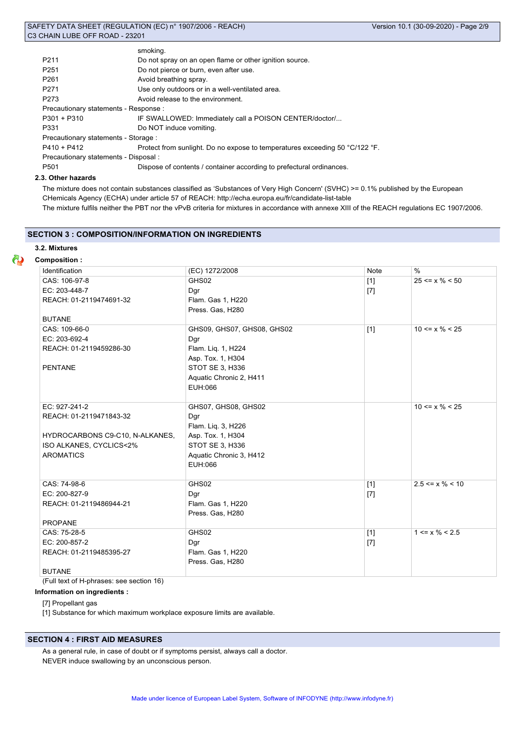smoking.

| | |
|---|---|
| P211 | Do not spray on an open flame or other ignition source. |
| P251 | Do not pierce or burn, even after use. |
| P261 | Avoid breathing spray. |
| P271 | Use only outdoors or in a well-ventilated area. |
| P273 | Avoid release to the environment. |

Precautionary statements - Response :

| | |
|---|---|
| P301 + P310 | IF SWALLOWED: Immediately call a POISON CENTER/doctor/... |
| P331 | Do NOT induce vomiting. |

Precautionary statements - Storage :

| | |
|---|---|
| P410 + P412 | Protect from sunlight. Do no expose to temperatures exceeding 50 °C/122 °F. |

Precautionary statements - Disposal :

| | |
|---|---|
| P501 | Dispose of contents / container according to prefectural ordinances. |

### 2.3. Other hazards

The mixture does not contain substances classified as 'Substances of Very High Concern' (SVHC) >= 0.1% published by the European CHemicals Agency (ECHA) under article 57 of REACH: http://echa.europa.eu/fr/candidate-list-table

The mixture fulfils neither the PBT nor the vPvB criteria for mixtures in accordance with annexe XIII of the REACH regulations EC 1907/2006.

## SECTION 3 : COMPOSITION/INFORMATION ON INGREDIENTS

### 3.2. Mixtures

**Composition :**

| Identification | (EC) 1272/2008 | Note | % |
|---|---|---|---|
| CAS: 106-97-8<br>EC: 203-448-7<br>REACH: 01-2119474691-32<br><br>BUTANE | GHS02<br>Dgr<br>Flam. Gas 1, H220<br>Press. Gas, H280 | [1]<br>[7] | 25 <= x % < 50 |
| CAS: 109-66-0<br>EC: 203-692-4<br>REACH: 01-2119459286-30<br><br>PENTANE | GHS09, GHS07, GHS08, GHS02<br>Dgr<br>Flam. Liq. 1, H224<br>Asp. Tox. 1, H304<br>STOT SE 3, H336<br>Aquatic Chronic 2, H411<br>EUH:066 | [1] | 10 <= x % < 25 |
| EC: 927-241-2<br>REACH: 01-2119471843-32<br><br>HYDROCARBONS C9-C10, N-ALKANES, ISO ALKANES, CYCLICS<2% AROMATICS | GHS07, GHS08, GHS02<br>Dgr<br>Flam. Liq. 3, H226<br>Asp. Tox. 1, H304<br>STOT SE 3, H336<br>Aquatic Chronic 3, H412<br>EUH:066 | | 10 <= x % < 25 |
| CAS: 74-98-6<br>EC: 200-827-9<br>REACH: 01-2119486944-21<br><br>PROPANE | GHS02<br>Dgr<br>Flam. Gas 1, H220<br>Press. Gas, H280 | [1]<br>[7] | 2.5 <= x % < 10 |
| CAS: 75-28-5<br>EC: 200-857-2<br>REACH: 01-2119485395-27<br><br>BUTANE | GHS02<br>Dgr<br>Flam. Gas 1, H220<br>Press. Gas, H280 | [1]<br>[7] | 1 <= x % < 2.5 |

(Full text of H-phrases: see section 16)

**Information on ingredients :**

[7] Propellant gas

[1] Substance for which maximum workplace exposure limits are available.

## SECTION 4 : FIRST AID MEASURES

As a general rule, in case of doubt or if symptoms persist, always call a doctor.

NEVER induce swallowing by an unconscious person.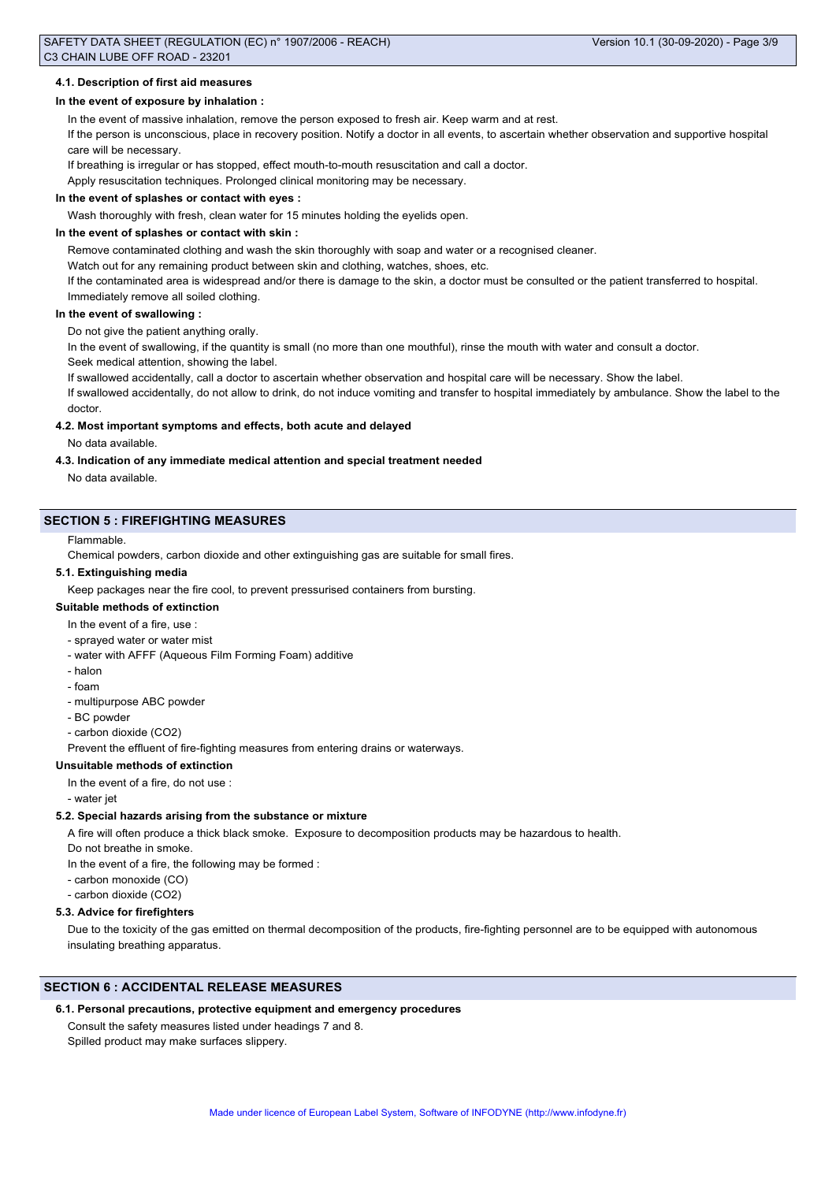#### 4.1. Description of first aid measures

**In the event of exposure by inhalation :**

In the event of massive inhalation, remove the person exposed to fresh air. Keep warm and at rest.

If the person is unconscious, place in recovery position. Notify a doctor in all events, to ascertain whether observation and supportive hospital care will be necessary.

If breathing is irregular or has stopped, effect mouth-to-mouth resuscitation and call a doctor.

Apply resuscitation techniques. Prolonged clinical monitoring may be necessary.

**In the event of splashes or contact with eyes :**

Wash thoroughly with fresh, clean water for 15 minutes holding the eyelids open.

**In the event of splashes or contact with skin :**

Remove contaminated clothing and wash the skin thoroughly with soap and water or a recognised cleaner.

Watch out for any remaining product between skin and clothing, watches, shoes, etc.

If the contaminated area is widespread and/or there is damage to the skin, a doctor must be consulted or the patient transferred to hospital.

Immediately remove all soiled clothing.

**In the event of swallowing :**

Do not give the patient anything orally.

In the event of swallowing, if the quantity is small (no more than one mouthful), rinse the mouth with water and consult a doctor.

Seek medical attention, showing the label.

If swallowed accidentally, call a doctor to ascertain whether observation and hospital care will be necessary. Show the label.

If swallowed accidentally, do not allow to drink, do not induce vomiting and transfer to hospital immediately by ambulance. Show the label to the doctor.

#### 4.2. Most important symptoms and effects, both acute and delayed

No data available.

#### 4.3. Indication of any immediate medical attention and special treatment needed

No data available.

## SECTION 5 : FIREFIGHTING MEASURES

Flammable.

Chemical powders, carbon dioxide and other extinguishing gas are suitable for small fires.

#### 5.1. Extinguishing media

Keep packages near the fire cool, to prevent pressurised containers from bursting.

**Suitable methods of extinction**

In the event of a fire, use :

- sprayed water or water mist
- water with AFFF (Aqueous Film Forming Foam) additive
- halon
- foam
- multipurpose ABC powder
- BC powder
- carbon dioxide ($CO_2$)

Prevent the effluent of fire-fighting measures from entering drains or waterways.

**Unsuitable methods of extinction**

In the event of a fire, do not use :

- water jet

#### 5.2. Special hazards arising from the substance or mixture

A fire will often produce a thick black smoke. Exposure to decomposition products may be hazardous to health.

Do not breathe in smoke.

In the event of a fire, the following may be formed :

- carbon monoxide (CO)
- carbon dioxide ($CO_2$)

#### 5.3. Advice for firefighters

Due to the toxicity of the gas emitted on thermal decomposition of the products, fire-fighting personnel are to be equipped with autonomous insulating breathing apparatus.

## SECTION 6 : ACCIDENTAL RELEASE MEASURES

#### 6.1. Personal precautions, protective equipment and emergency procedures

Consult the safety measures listed under headings 7 and 8.

Spilled product may make surfaces slippery.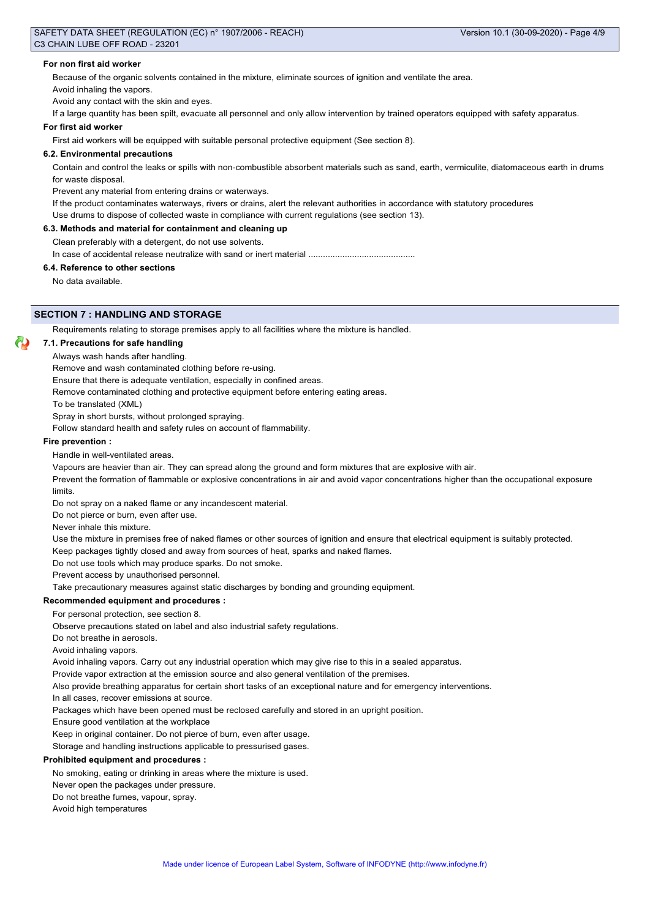**For non first aid worker**

Because of the organic solvents contained in the mixture, eliminate sources of ignition and ventilate the area.

Avoid inhaling the vapors.

Avoid any contact with the skin and eyes.

If a large quantity has been spilt, evacuate all personnel and only allow intervention by trained operators equipped with safety apparatus.

**For first aid worker**

First aid workers will be equipped with suitable personal protective equipment (See section 8).

**6.2. Environmental precautions**

Contain and control the leaks or spills with non-combustible absorbent materials such as sand, earth, vermiculite, diatomaceous earth in drums for waste disposal.

Prevent any material from entering drains or waterways.

If the product contaminates waterways, rivers or drains, alert the relevant authorities in accordance with statutory procedures

Use drums to dispose of collected waste in compliance with current regulations (see section 13).

**6.3. Methods and material for containment and cleaning up**

Clean preferably with a detergent, do not use solvents.

In case of accidental release neutralize with sand or inert material ...........................................

**6.4. Reference to other sections**

No data available.

## SECTION 7 : HANDLING AND STORAGE

Requirements relating to storage premises apply to all facilities where the mixture is handled.

**7.1. Precautions for safe handling**

Always wash hands after handling.

Remove and wash contaminated clothing before re-using.

Ensure that there is adequate ventilation, especially in confined areas.

Remove contaminated clothing and protective equipment before entering eating areas.

To be translated (XML)

Spray in short bursts, without prolonged spraying.

Follow standard health and safety rules on account of flammability.

**Fire prevention :**

Handle in well-ventilated areas.

Vapours are heavier than air. They can spread along the ground and form mixtures that are explosive with air.

Prevent the formation of flammable or explosive concentrations in air and avoid vapor concentrations higher than the occupational exposure limits.

Do not spray on a naked flame or any incandescent material.

Do not pierce or burn, even after use.

Never inhale this mixture.

Use the mixture in premises free of naked flames or other sources of ignition and ensure that electrical equipment is suitably protected.

Keep packages tightly closed and away from sources of heat, sparks and naked flames.

Do not use tools which may produce sparks. Do not smoke.

Prevent access by unauthorised personnel.

Take precautionary measures against static discharges by bonding and grounding equipment.

**Recommended equipment and procedures :**

For personal protection, see section 8.

Observe precautions stated on label and also industrial safety regulations.

Do not breathe in aerosols.

Avoid inhaling vapors.

Avoid inhaling vapors. Carry out any industrial operation which may give rise to this in a sealed apparatus.

Provide vapor extraction at the emission source and also general ventilation of the premises.

Also provide breathing apparatus for certain short tasks of an exceptional nature and for emergency interventions.

In all cases, recover emissions at source.

Packages which have been opened must be reclosed carefully and stored in an upright position.

Ensure good ventilation at the workplace

Keep in original container. Do not pierce of burn, even after usage.

Storage and handling instructions applicable to pressurised gases.

**Prohibited equipment and procedures :**

No smoking, eating or drinking in areas where the mixture is used.

Never open the packages under pressure.

Do not breathe fumes, vapour, spray.

Avoid high temperatures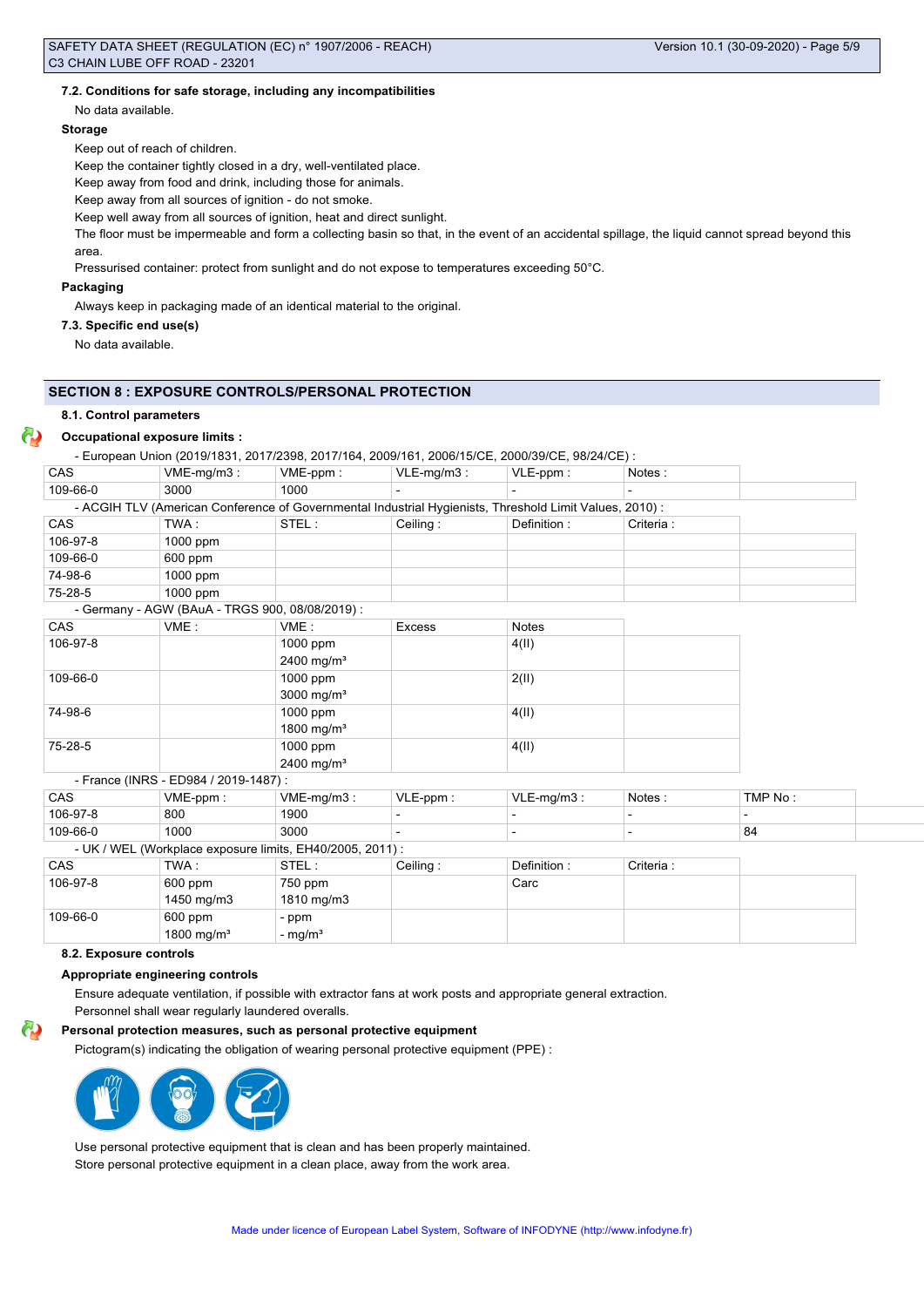### 7.2. Conditions for safe storage, including any incompatibilities

No data available.

**Storage**

Keep out of reach of children.

Keep the container tightly closed in a dry, well-ventilated place.

Keep away from food and drink, including those for animals.

Keep away from all sources of ignition - do not smoke.

Keep well away from all sources of ignition, heat and direct sunlight.

The floor must be impermeable and form a collecting basin so that, in the event of an accidental spillage, the liquid cannot spread beyond this area.

Pressurised container: protect from sunlight and do not expose to temperatures exceeding 50°C.

**Packaging**

Always keep in packaging made of an identical material to the original.

### 7.3. Specific end use(s)

No data available.

## SECTION 8 : EXPOSURE CONTROLS/PERSONAL PROTECTION

### 8.1. Control parameters

**Occupational exposure limits :**

- European Union (2019/1831, 2017/2398, 2017/164, 2009/161, 2006/15/CE, 2000/39/CE, 98/24/CE) :

| CAS | VME-mg/m3 : | VME-ppm : | VLE-mg/m3 : | VLE-ppm : | Notes : |
|---|---|---|---|---|---|
| 109-66-0 | 3000 | 1000 | - | - | - |

- ACGIH TLV (American Conference of Governmental Industrial Hygienists, Threshold Limit Values, 2010) :

| CAS | TWA : | STEL : | Ceiling : | Definition : | Criteria : |
|---|---|---|---|---|---|
| 106-97-8 | 1000 ppm | | | | |
| 109-66-0 | 600 ppm | | | | |
| 74-98-6 | 1000 ppm | | | | |
| 75-28-5 | 1000 ppm | | | | |

- Germany - AGW (BAuA - TRGS 900, 08/08/2019) :

| CAS | VME : | VME : | Excess | Notes |
|---|---|---|---|---|
| 106-97-8 | | 1000 ppm<br>2400 mg/m³ | | 4(II) |
| 109-66-0 | | 1000 ppm<br>3000 mg/m³ | | 2(II) |
| 74-98-6 | | 1000 ppm<br>1800 mg/m³ | | 4(II) |
| 75-28-5 | | 1000 ppm<br>2400 mg/m³ | | 4(II) |

- France (INRS - ED984 / 2019-1487) :

| CAS | VME-ppm : | VME-mg/m3 : | VLE-ppm : | VLE-mg/m3 : | Notes : | TMP No : |
|---|---|---|---|---|---|---|
| 106-97-8 | 800 | 1900 | - | - | - | - |
| 109-66-0 | 1000 | 3000 | - | - | - | 84 |

- UK / WEL (Workplace exposure limits, EH40/2005, 2011) :

| CAS | TWA : | STEL : | Ceiling : | Definition : | Criteria : |
|---|---|---|---|---|---|
| 106-97-8 | 600 ppm<br>1450 mg/m3 | 750 ppm<br>1810 mg/m3 | | Carc | |
| 109-66-0 | 600 ppm<br>1800 mg/m³ | - ppm<br>- mg/m³ | | | |

### 8.2. Exposure controls

**Appropriate engineering controls**

Ensure adequate ventilation, if possible with extractor fans at work posts and appropriate general extraction.

Personnel shall wear regularly laundered overalls.

**Personal protection measures, such as personal protective equipment**

Pictogram(s) indicating the obligation of wearing personal protective equipment (PPE) :

Use personal protective equipment that is clean and has been properly maintained.

Store personal protective equipment in a clean place, away from the work area.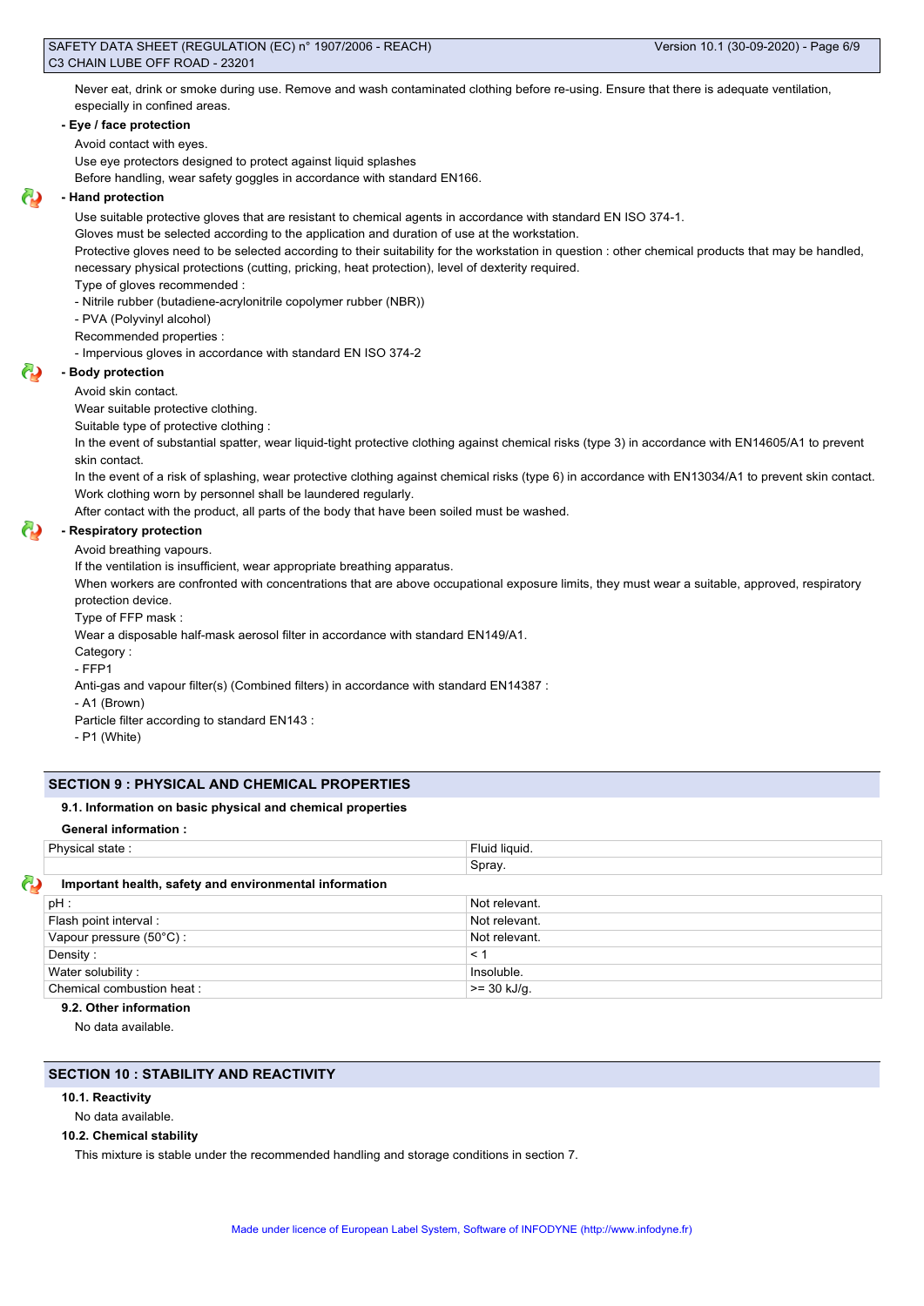Never eat, drink or smoke during use. Remove and wash contaminated clothing before re-using. Ensure that there is adequate ventilation, especially in confined areas.

**- Eye / face protection**

Avoid contact with eyes.

Use eye protectors designed to protect against liquid splashes

Before handling, wear safety goggles in accordance with standard EN166.

**- Hand protection**

Use suitable protective gloves that are resistant to chemical agents in accordance with standard EN ISO 374-1.

Gloves must be selected according to the application and duration of use at the workstation.

Protective gloves need to be selected according to their suitability for the workstation in question : other chemical products that may be handled, necessary physical protections (cutting, pricking, heat protection), level of dexterity required.

Type of gloves recommended :

- Nitrile rubber (butadiene-acrylonitrile copolymer rubber (NBR))
- PVA (Polyvinyl alcohol)

Recommended properties :

- Impervious gloves in accordance with standard EN ISO 374-2

**- Body protection**

Avoid skin contact.

Wear suitable protective clothing.

Suitable type of protective clothing :

In the event of substantial spatter, wear liquid-tight protective clothing against chemical risks (type 3) in accordance with EN14605/A1 to prevent skin contact.

In the event of a risk of splashing, wear protective clothing against chemical risks (type 6) in accordance with EN13034/A1 to prevent skin contact.

Work clothing worn by personnel shall be laundered regularly.

After contact with the product, all parts of the body that have been soiled must be washed.

**- Respiratory protection**

Avoid breathing vapours.

If the ventilation is insufficient, wear appropriate breathing apparatus.

When workers are confronted with concentrations that are above occupational exposure limits, they must wear a suitable, approved, respiratory protection device.

Type of FFP mask :

Wear a disposable half-mask aerosol filter in accordance with standard EN149/A1.

Category :

- FFP1

Anti-gas and vapour filter(s) (Combined filters) in accordance with standard EN14387 :

- A1 (Brown)

Particle filter according to standard EN143 :

- P1 (White)

## SECTION 9 : PHYSICAL AND CHEMICAL PROPERTIES

### 9.1. Information on basic physical and chemical properties

**General information :**

| Physical state : | Fluid liquid. |
|---|---|
| | Spray. |

**Important health, safety and environmental information**

| pH : | Not relevant. |
|---|---|
| Flash point interval : | Not relevant. |
| Vapour pressure (50°C) : | Not relevant. |
| Density : | < 1 |
| Water solubility : | Insoluble. |
| Chemical combustion heat : | >= 30 kJ/g. |

### 9.2. Other information

No data available.

## SECTION 10 : STABILITY AND REACTIVITY

### 10.1. Reactivity

No data available.

### 10.2. Chemical stability

This mixture is stable under the recommended handling and storage conditions in section 7.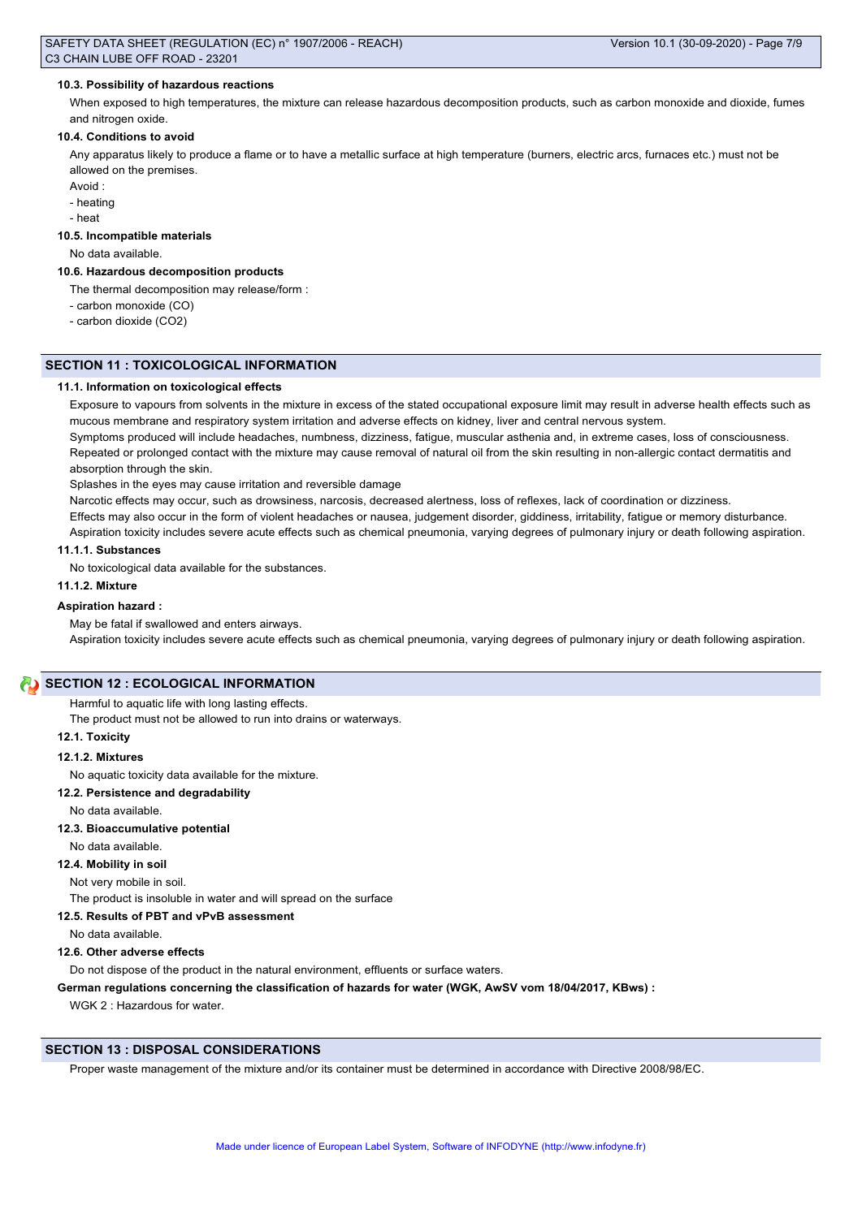#### 10.3. Possibility of hazardous reactions

When exposed to high temperatures, the mixture can release hazardous decomposition products, such as carbon monoxide and dioxide, fumes and nitrogen oxide.

#### 10.4. Conditions to avoid

Any apparatus likely to produce a flame or to have a metallic surface at high temperature (burners, electric arcs, furnaces etc.) must not be allowed on the premises.

Avoid :

- heating
- heat

#### 10.5. Incompatible materials

No data available.

#### 10.6. Hazardous decomposition products

The thermal decomposition may release/form :

- carbon monoxide (CO)
- carbon dioxide ($CO_2$)

## SECTION 11 : TOXICOLOGICAL INFORMATION

#### 11.1. Information on toxicological effects

Exposure to vapours from solvents in the mixture in excess of the stated occupational exposure limit may result in adverse health effects such as mucous membrane and respiratory system irritation and adverse effects on kidney, liver and central nervous system.

Symptoms produced will include headaches, numbness, dizziness, fatigue, muscular asthenia and, in extreme cases, loss of consciousness.

Repeated or prolonged contact with the mixture may cause removal of natural oil from the skin resulting in non-allergic contact dermatitis and absorption through the skin.

Splashes in the eyes may cause irritation and reversible damage

Narcotic effects may occur, such as drowsiness, narcosis, decreased alertness, loss of reflexes, lack of coordination or dizziness.

Effects may also occur in the form of violent headaches or nausea, judgement disorder, giddiness, irritability, fatigue or memory disturbance.

Aspiration toxicity includes severe acute effects such as chemical pneumonia, varying degrees of pulmonary injury or death following aspiration.

#### 11.1.1. Substances

No toxicological data available for the substances.

#### 11.1.2. Mixture

**Aspiration hazard :**

May be fatal if swallowed and enters airways.

Aspiration toxicity includes severe acute effects such as chemical pneumonia, varying degrees of pulmonary injury or death following aspiration.

## SECTION 12 : ECOLOGICAL INFORMATION

Harmful to aquatic life with long lasting effects.

The product must not be allowed to run into drains or waterways.

#### 12.1. Toxicity

#### 12.1.2. Mixtures

No aquatic toxicity data available for the mixture.

#### 12.2. Persistence and degradability

No data available.

#### 12.3. Bioaccumulative potential

No data available.

#### 12.4. Mobility in soil

Not very mobile in soil.

The product is insoluble in water and will spread on the surface

#### 12.5. Results of PBT and vPvB assessment

No data available.

#### 12.6. Other adverse effects

Do not dispose of the product in the natural environment, effluents or surface waters.

**German regulations concerning the classification of hazards for water (WGK, AwSV vom 18/04/2017, KBws) :**

WGK 2 : Hazardous for water.

## SECTION 13 : DISPOSAL CONSIDERATIONS

Proper waste management of the mixture and/or its container must be determined in accordance with Directive 2008/98/EC.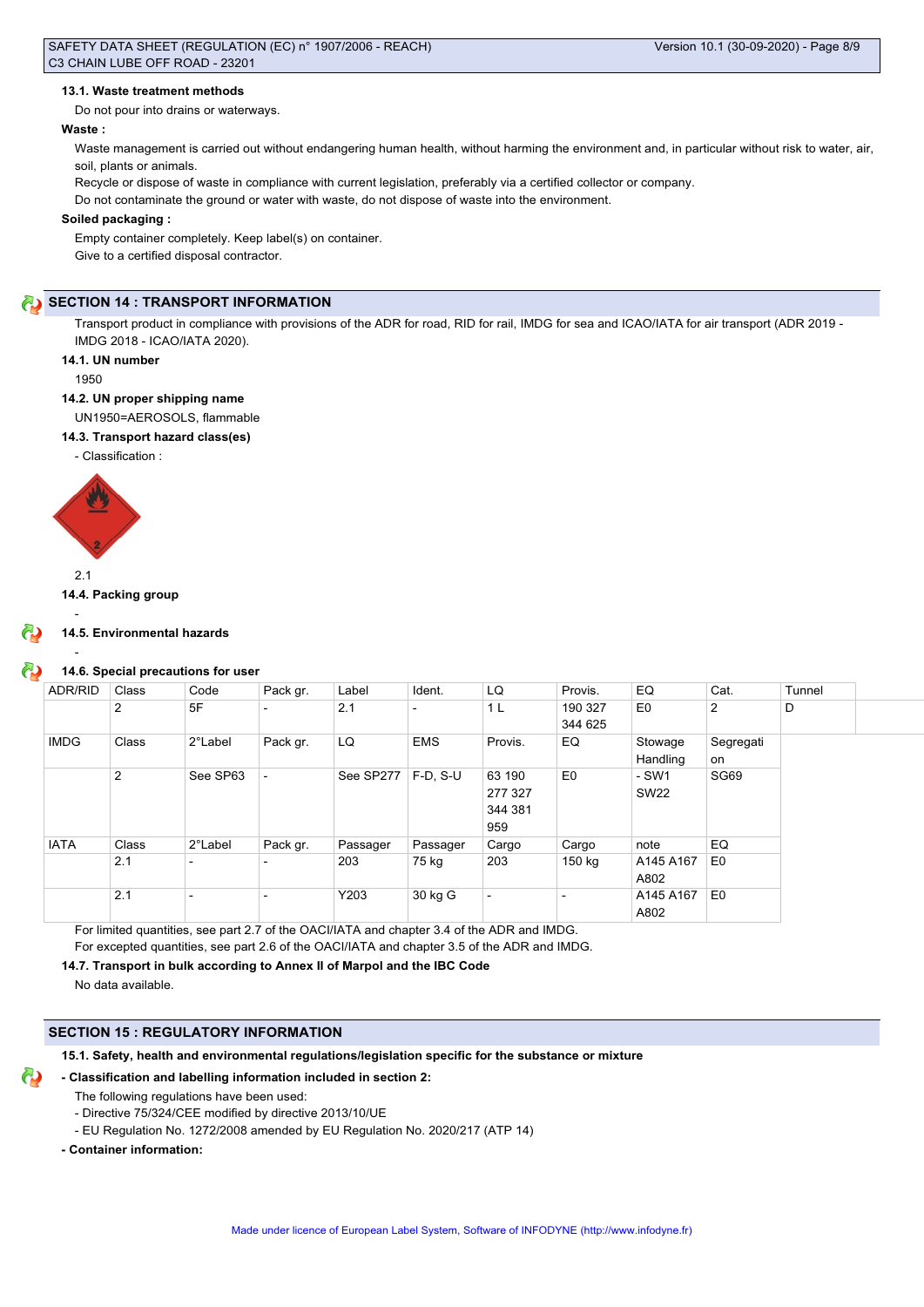### 13.1. Waste treatment methods

Do not pour into drains or waterways.

**Waste :**

Waste management is carried out without endangering human health, without harming the environment and, in particular without risk to water, air, soil, plants or animals.

Recycle or dispose of waste in compliance with current legislation, preferably via a certified collector or company.

Do not contaminate the ground or water with waste, do not dispose of waste into the environment.

**Soiled packaging :**

Empty container completely. Keep label(s) on container.

Give to a certified disposal contractor.

## SECTION 14 : TRANSPORT INFORMATION

Transport product in compliance with provisions of the ADR for road, RID for rail, IMDG for sea and ICAO/IATA for air transport (ADR 2019 - IMDG 2018 - ICAO/IATA 2020).

### 14.1. UN number

1950

### 14.2. UN proper shipping name

UN1950=AEROSOLS, flammable

### 14.3. Transport hazard class(es)

- Classification :

2.1

### 14.4. Packing group

-

### 14.5. Environmental hazards

-

### 14.6. Special precautions for user

| ADR/RID | Class | Code | Pack gr. | Label | Ident. | LQ | Provis. | EQ | Cat. | Tunnel |
|---|---|---|---|---|---|---|---|---|---|---|
| | 2 | 5F | - | 2.1 | - | 1 L | 190 327 344 625 | E0 | 2 | D |
| IMDG | Class | 2°Label | Pack gr. | LQ | EMS | Provis. | EQ | Stowage Handling | Segregation | |
| | 2 | See SP63 | - | See SP277 | F-D, S-U | 63 190 277 327 344 381 959 | E0 | - SW1 SW22 | SG69 | |
| IATA | Class | 2°Label | Pack gr. | Passager | Passager | Cargo | Cargo | note | EQ | |
| | 2.1 | - | - | 203 | 75 kg | 203 | 150 kg | A145 A167 A802 | E0 | |
| | 2.1 | - | - | Y203 | 30 kg G | - | - | A145 A167 A802 | E0 | |

For limited quantities, see part 2.7 of the OACI/IATA and chapter 3.4 of the ADR and IMDG.

For excepted quantities, see part 2.6 of the OACI/IATA and chapter 3.5 of the ADR and IMDG.

### 14.7. Transport in bulk according to Annex II of Marpol and the IBC Code

No data available.

## SECTION 15 : REGULATORY INFORMATION

### 15.1. Safety, health and environmental regulations/legislation specific for the substance or mixture

**- Classification and labelling information included in section 2:**

The following regulations have been used:

- Directive 75/324/CEE modified by directive 2013/10/UE
- EU Regulation No. 1272/2008 amended by EU Regulation No. 2020/217 (ATP 14)

**- Container information:**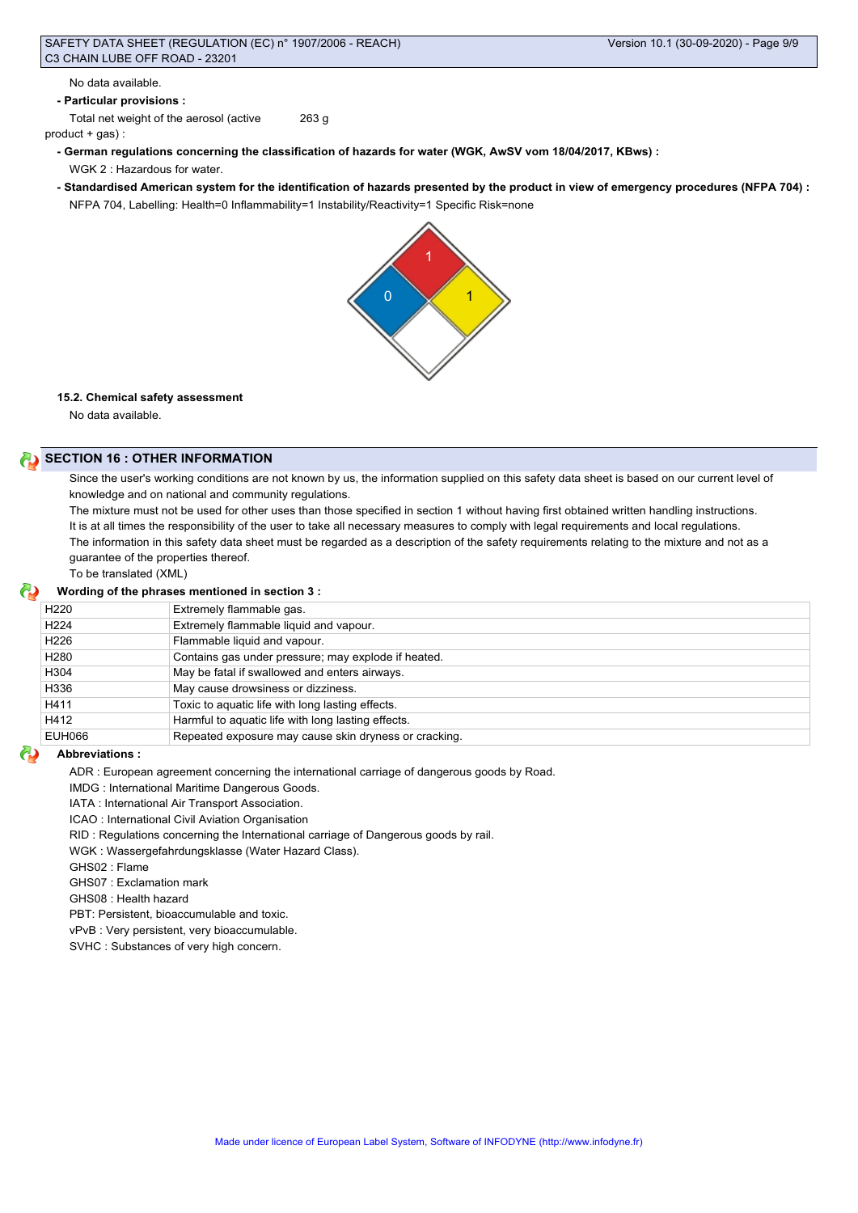No data available.

**- Particular provisions :**

Total net weight of the aerosol (active product + gas) : 263 g

**- German regulations concerning the classification of hazards for water (WGK, AwSV vom 18/04/2017, KBws) :**

WGK 2 : Hazardous for water.

**- Standardised American system for the identification of hazards presented by the product in view of emergency procedures (NFPA 704) :**

NFPA 704, Labelling: Health=0 Inflammability=1 Instability/Reactivity=1 Specific Risk=none

1

0

1

**15.2. Chemical safety assessment**

No data available.

## SECTION 16 : OTHER INFORMATION

Since the user's working conditions are not known by us, the information supplied on this safety data sheet is based on our current level of knowledge and on national and community regulations.

The mixture must not be used for other uses than those specified in section 1 without having first obtained written handling instructions.

It is at all times the responsibility of the user to take all necessary measures to comply with legal requirements and local regulations.

The information in this safety data sheet must be regarded as a description of the safety requirements relating to the mixture and not as a guarantee of the properties thereof.

To be translated (XML)

**Wording of the phrases mentioned in section 3 :**

| | |
|---|---|
| H220 | Extremely flammable gas. |
| H224 | Extremely flammable liquid and vapour. |
| H226 | Flammable liquid and vapour. |
| H280 | Contains gas under pressure; may explode if heated. |
| H304 | May be fatal if swallowed and enters airways. |
| H336 | May cause drowsiness or dizziness. |
| H411 | Toxic to aquatic life with long lasting effects. |
| H412 | Harmful to aquatic life with long lasting effects. |
| EUH066 | Repeated exposure may cause skin dryness or cracking. |

**Abbreviations :**

ADR : European agreement concerning the international carriage of dangerous goods by Road.

IMDG : International Maritime Dangerous Goods.

IATA : International Air Transport Association.

ICAO : International Civil Aviation Organisation

RID : Regulations concerning the International carriage of Dangerous goods by rail.

WGK : Wassergefahrdungsklasse (Water Hazard Class).

GHS02 : Flame

GHS07 : Exclamation mark

GHS08 : Health hazard

PBT: Persistent, bioaccumulable and toxic.

vPvB : Very persistent, very bioaccumulable.

SVHC : Substances of very high concern.